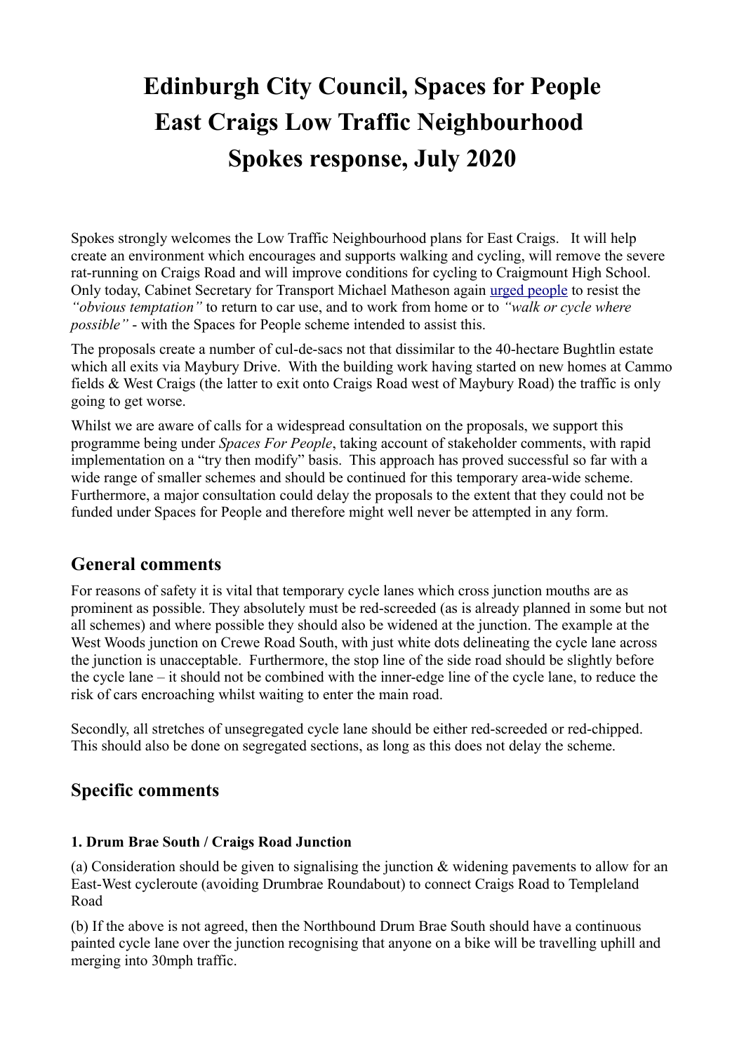# Edinburgh City Council, Spaces for People
# East Craigs Low Traffic Neighbourhood
# Spokes response, July 2020

Spokes strongly welcomes the Low Traffic Neighbourhood plans for East Craigs. It will help create an environment which encourages and supports walking and cycling, will remove the severe rat-running on Craigs Road and will improve conditions for cycling to Craigmount High School. Only today, Cabinet Secretary for Transport Michael Matheson again urged people to resist the *"obvious temptation"* to return to car use, and to work from home or to *"walk or cycle where possible"* - with the Spaces for People scheme intended to assist this.

The proposals create a number of cul-de-sacs not that dissimilar to the 40-hectare Bughtlin estate which all exits via Maybury Drive. With the building work having started on new homes at Cammo fields & West Craigs (the latter to exit onto Craigs Road west of Maybury Road) the traffic is only going to get worse.

Whilst we are aware of calls for a widespread consultation on the proposals, we support this programme being under *Spaces For People*, taking account of stakeholder comments, with rapid implementation on a "try then modify" basis. This approach has proved successful so far with a wide range of smaller schemes and should be continued for this temporary area-wide scheme. Furthermore, a major consultation could delay the proposals to the extent that they could not be funded under Spaces for People and therefore might well never be attempted in any form.

## General comments

For reasons of safety it is vital that temporary cycle lanes which cross junction mouths are as prominent as possible. They absolutely must be red-screeded (as is already planned in some but not all schemes) and where possible they should also be widened at the junction. The example at the West Woods junction on Crewe Road South, with just white dots delineating the cycle lane across the junction is unacceptable. Furthermore, the stop line of the side road should be slightly before the cycle lane – it should not be combined with the inner-edge line of the cycle lane, to reduce the risk of cars encroaching whilst waiting to enter the main road.

Secondly, all stretches of unsegregated cycle lane should be either red-screeded or red-chipped. This should also be done on segregated sections, as long as this does not delay the scheme.

## Specific comments

#### 1. Drum Brae South / Craigs Road Junction

(a) Consideration should be given to signalising the junction & widening pavements to allow for an East-West cycleroute (avoiding Drumbrae Roundabout) to connect Craigs Road to Templeland Road

(b) If the above is not agreed, then the Northbound Drum Brae South should have a continuous painted cycle lane over the junction recognising that anyone on a bike will be travelling uphill and merging into 30mph traffic.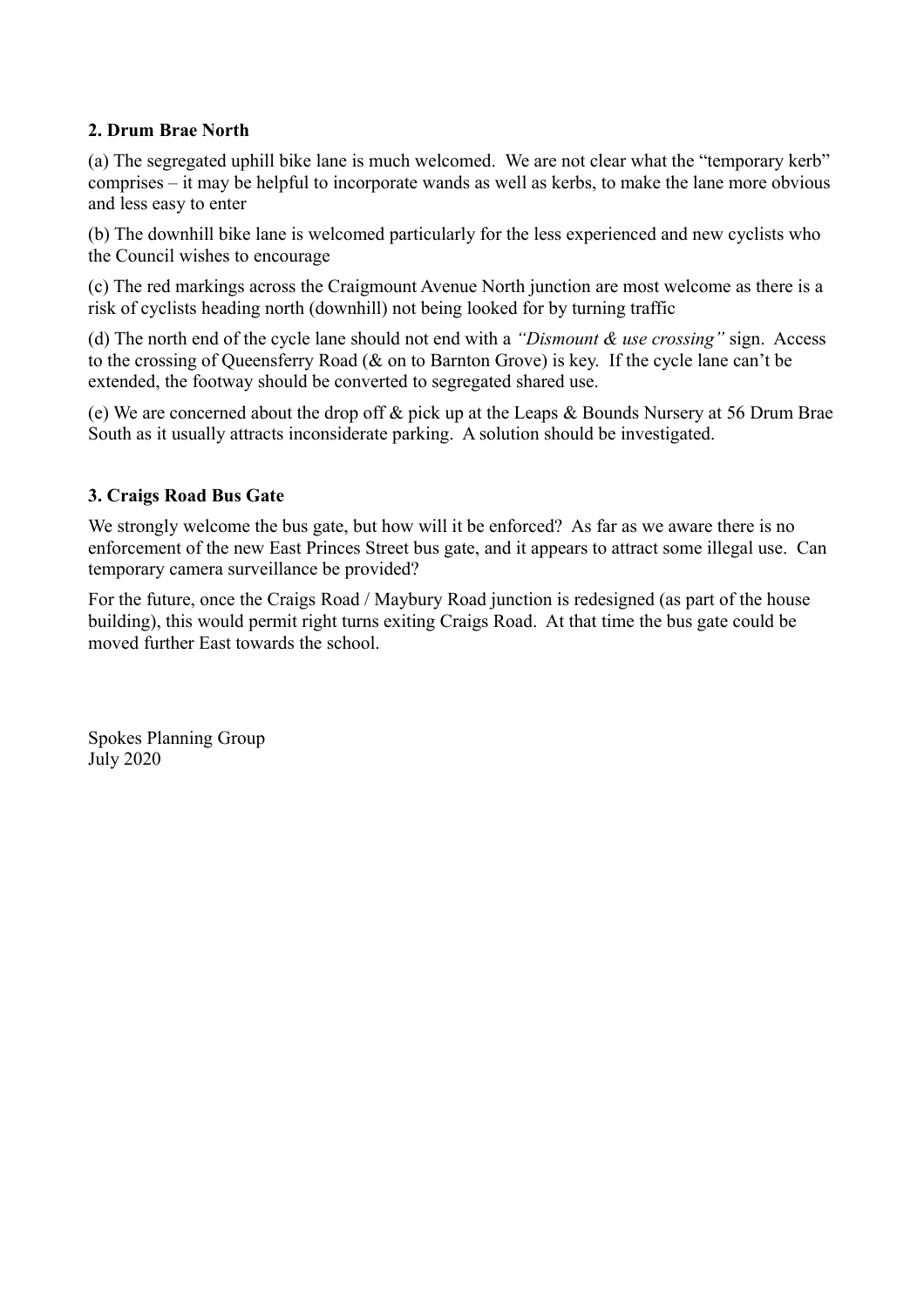**2. Drum Brae North**

(a) The segregated uphill bike lane is much welcomed. We are not clear what the "temporary kerb" comprises – it may be helpful to incorporate wands as well as kerbs, to make the lane more obvious and less easy to enter

(b) The downhill bike lane is welcomed particularly for the less experienced and new cyclists who the Council wishes to encourage

(c) The red markings across the Craigmount Avenue North junction are most welcome as there is a risk of cyclists heading north (downhill) not being looked for by turning traffic

(d) The north end of the cycle lane should not end with a *"Dismount & use crossing"* sign. Access to the crossing of Queensferry Road (& on to Barnton Grove) is key. If the cycle lane can't be extended, the footway should be converted to segregated shared use.

(e) We are concerned about the drop off & pick up at the Leaps & Bounds Nursery at 56 Drum Brae South as it usually attracts inconsiderate parking. A solution should be investigated.

**3. Craigs Road Bus Gate**

We strongly welcome the bus gate, but how will it be enforced? As far as we aware there is no enforcement of the new East Princes Street bus gate, and it appears to attract some illegal use. Can temporary camera surveillance be provided?

For the future, once the Craigs Road / Maybury Road junction is redesigned (as part of the house building), this would permit right turns exiting Craigs Road. At that time the bus gate could be moved further East towards the school.

Spokes Planning Group
July 2020